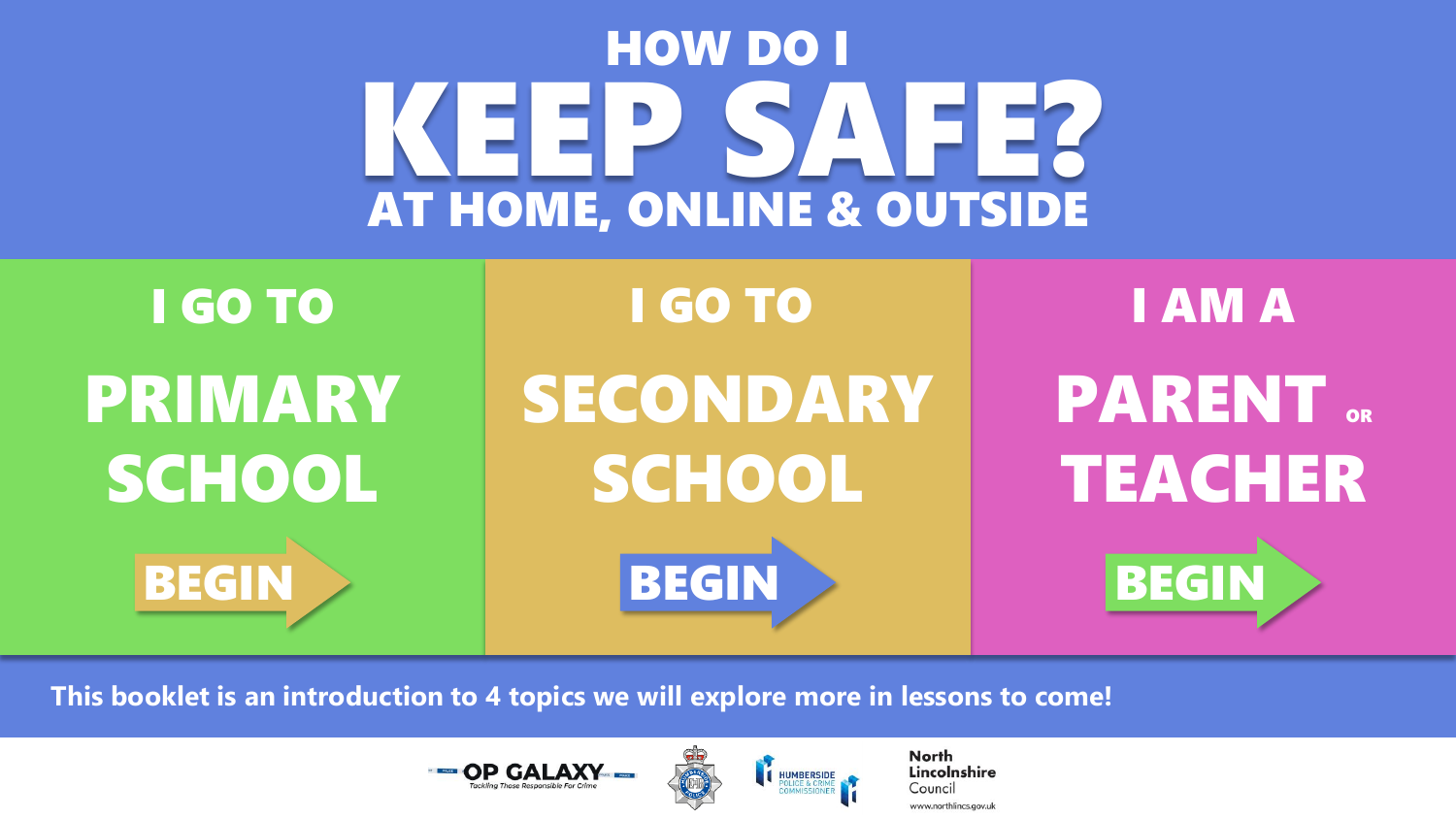# HOW DO I KEEP SAFE?

## AT HOME, ONLINE & OUTSIDE

**I GO TO PRIMARY SCHOOL**

BEGIN

**I GO TO SECONDARY SCHOOL**

BEGIN

**I AM A PARENT OR TEACHER**

BEGIN

This booklet is an introduction to 4 topics we will explore more in lessons to come!

OP GALAXY – Tackling Those Responsible For Crime

Humberside Police & Crime Commissioner

North Lincolnshire Council
www.northlincs.gov.uk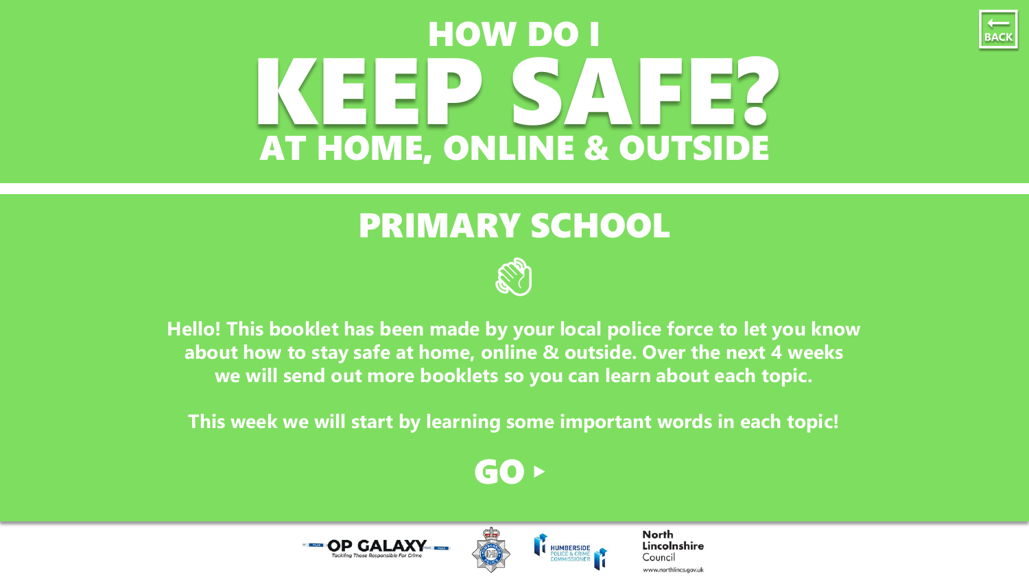# HOW DO I KEEP SAFE?

## AT HOME, ONLINE & OUTSIDE

## PRIMARY SCHOOL

**Hello! This booklet has been made by your local police force to let you know about how to stay safe at home, online & outside. Over the next 4 weeks we will send out more booklets so you can learn about each topic.**

**This week we will start by learning some important words in each topic!**

**GO ▸**

OP GALAXY – Tackling Those Responsible For Crime

HUMBERSIDE POLICE & CRIME COMMISSIONER

North Lincolnshire Council
www.northlincs.gov.uk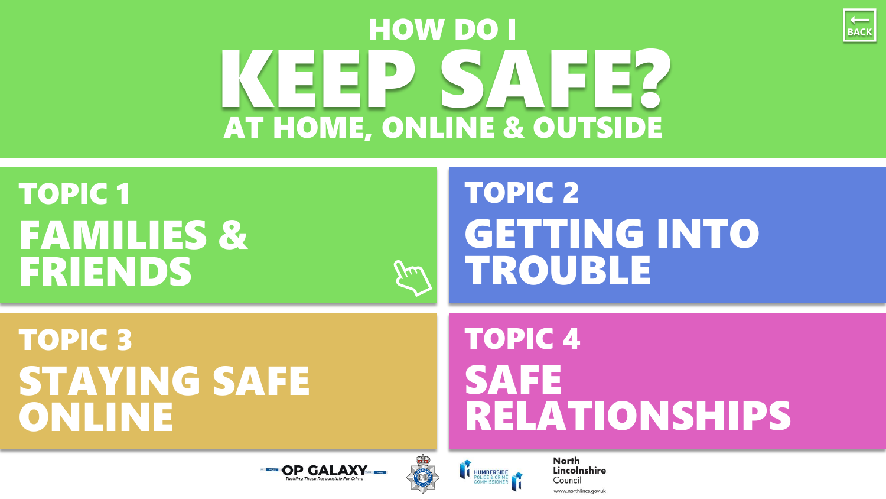BACK

# HOW DO I KEEP SAFE?

## AT HOME, ONLINE & OUTSIDE

## TOPIC 1
**FAMILIES & FRIENDS**

## TOPIC 2
**GETTING INTO TROUBLE**

## TOPIC 3
**STAYING SAFE ONLINE**

## TOPIC 4
**SAFE RELATIONSHIPS**

OP GALAXY
*Tackling Those Responsible For Crime*

HUMBERSIDE POLICE & CRIME COMMISSIONER

North Lincolnshire Council
www.northlincs.gov.uk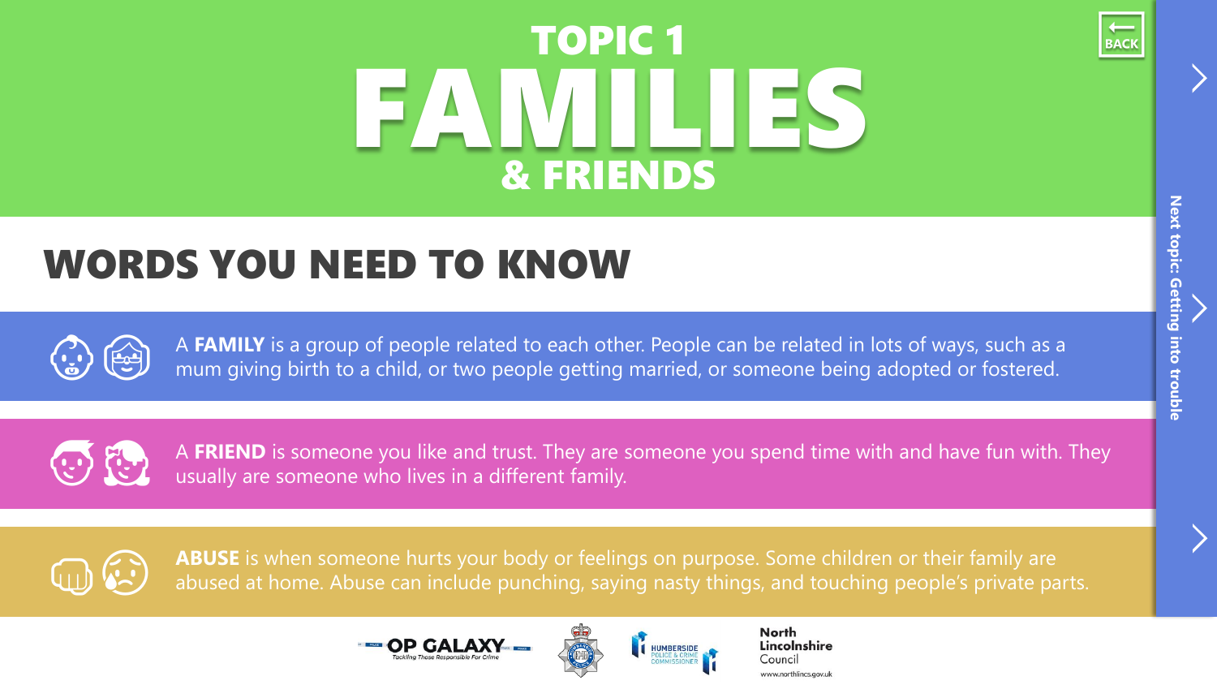# TOPIC 1 FAMILIES & FRIENDS

BACK

## WORDS YOU NEED TO KNOW

A **FAMILY** is a group of people related to each other. People can be related in lots of ways, such as a mum giving birth to a child, or two people getting married, or someone being adopted or fostered.

A **FRIEND** is someone you like and trust. They are someone you spend time with and have fun with. They usually are someone who lives in a different family.

**ABUSE** is when someone hurts your body or feelings on purpose. Some children or their family are abused at home. Abuse can include punching, saying nasty things, and touching people's private parts.

Next topic: Getting into trouble

OP GALAXY – Tackling Those Responsible For Crime

HUMBERSIDE POLICE & CRIME COMMISSIONER

North Lincolnshire Council – www.northlincs.gov.uk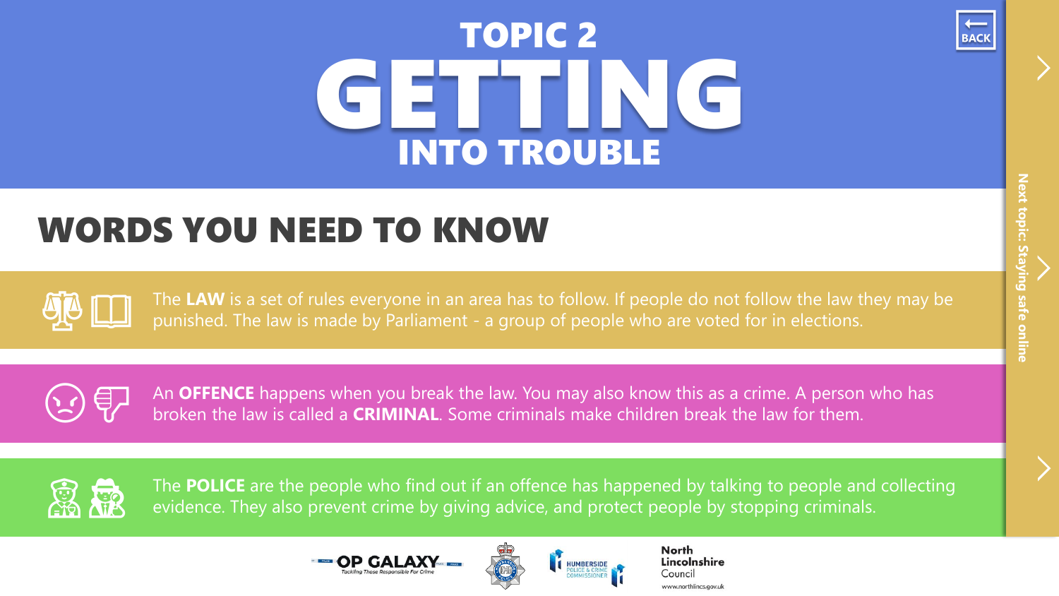# TOPIC 2 GETTING INTO TROUBLE

## WORDS YOU NEED TO KNOW

The **LAW** is a set of rules everyone in an area has to follow. If people do not follow the law they may be punished. The law is made by Parliament - a group of people who are voted for in elections.

An **OFFENCE** happens when you break the law. You may also know this as a crime. A person who has broken the law is called a **CRIMINAL**. Some criminals make children break the law for them.

The **POLICE** are the people who find out if an offence has happened by talking to people and collecting evidence. They also prevent crime by giving advice, and protect people by stopping criminals.

Next topic: Staying safe online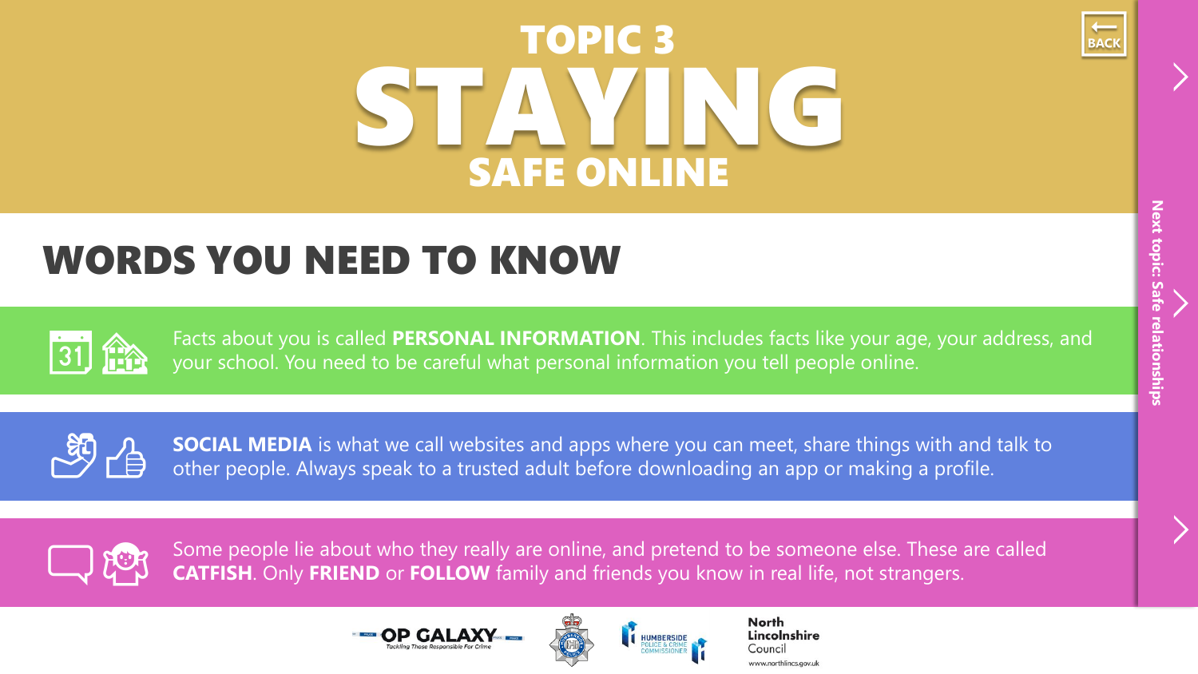# TOPIC 3 STAYING SAFE ONLINE

## WORDS YOU NEED TO KNOW

Facts about you is called **PERSONAL INFORMATION**. This includes facts like your age, your address, and your school. You need to be careful what personal information you tell people online.

**SOCIAL MEDIA** is what we call websites and apps where you can meet, share things with and talk to other people. Always speak to a trusted adult before downloading an app or making a profile.

Some people lie about who they really are online, and pretend to be someone else. These are called **CATFISH**. Only **FRIEND** or **FOLLOW** family and friends you know in real life, not strangers.

BACK

Next topic: Safe relationships

OP GALAXY Tackling Those Responsible For Crime

Humberside Police & Crime Commissioner

North Lincolnshire Council www.northlincs.gov.uk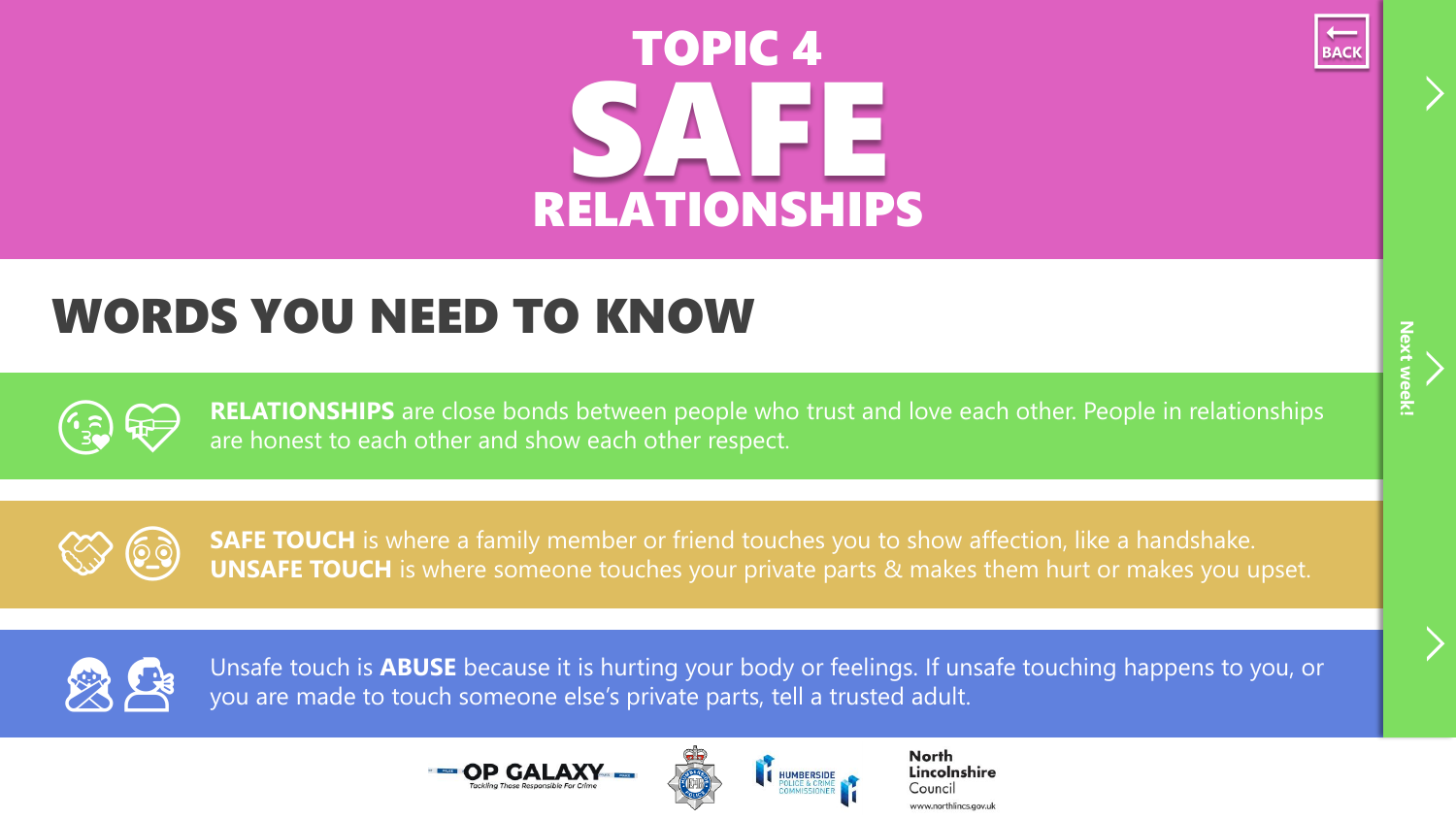# TOPIC 4 SAFE RELATIONSHIPS

## WORDS YOU NEED TO KNOW

**RELATIONSHIPS** are close bonds between people who trust and love each other. People in relationships are honest to each other and show each other respect.

**SAFE TOUCH** is where a family member or friend touches you to show affection, like a handshake.
**UNSAFE TOUCH** is where someone touches your private parts & makes them hurt or makes you upset.

Unsafe touch is **ABUSE** because it is hurting your body or feelings. If unsafe touching happens to you, or you are made to touch someone else's private parts, tell a trusted adult.

Next week!

OP GALAXY – Tackling Those Responsible For Crime

Humberside Police & Crime Commissioner

North Lincolnshire Council
www.northlincs.gov.uk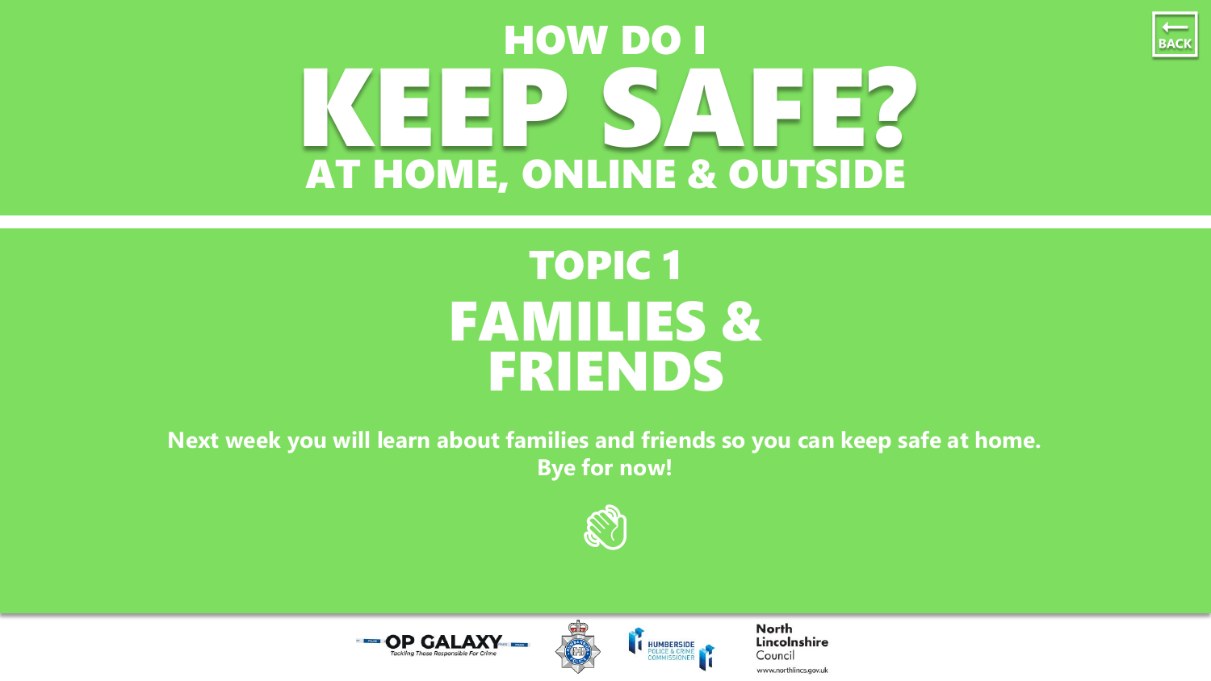# HOW DO I KEEP SAFE?

## AT HOME, ONLINE & OUTSIDE

## TOPIC 1

# FAMILIES & FRIENDS

**Next week you will learn about families and friends so you can keep safe at home. Bye for now!**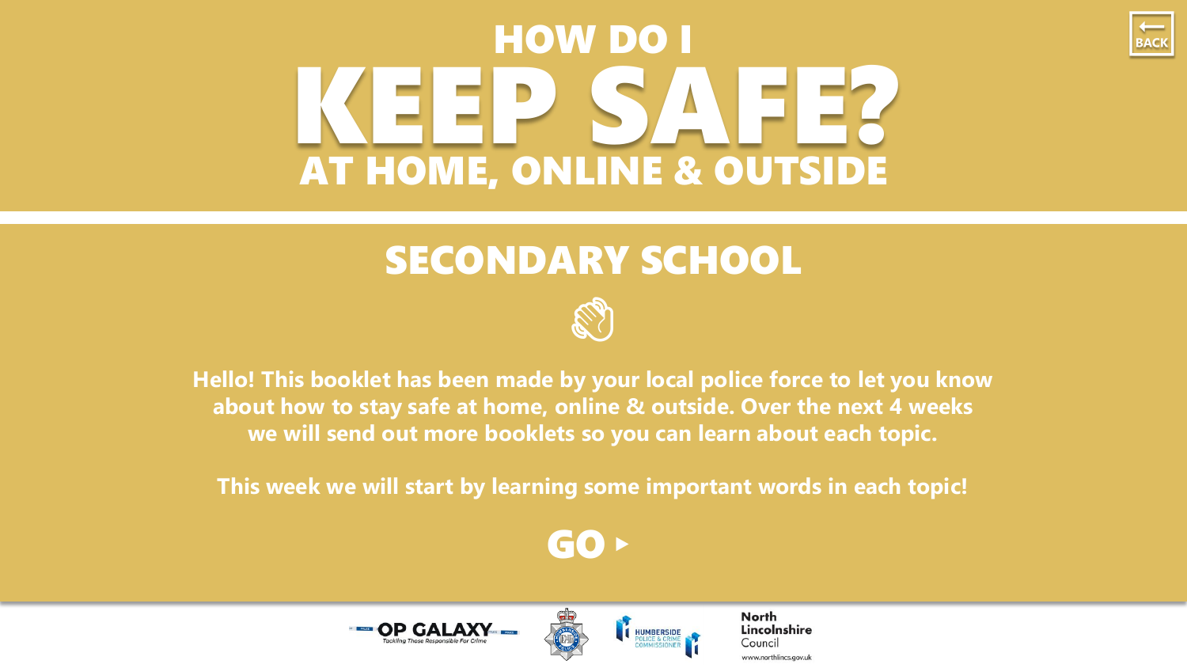BACK

# HOW DO I KEEP SAFE?

## AT HOME, ONLINE & OUTSIDE

## SECONDARY SCHOOL

**Hello! This booklet has been made by your local police force to let you know about how to stay safe at home, online & outside. Over the next 4 weeks we will send out more booklets so you can learn about each topic.**

**This week we will start by learning some important words in each topic!**

**GO ▸**

OP GALAXY
Tackling Those Responsible For Crime

HUMBERSIDE POLICE & CRIME COMMISSIONER

North Lincolnshire Council
www.northlincs.gov.uk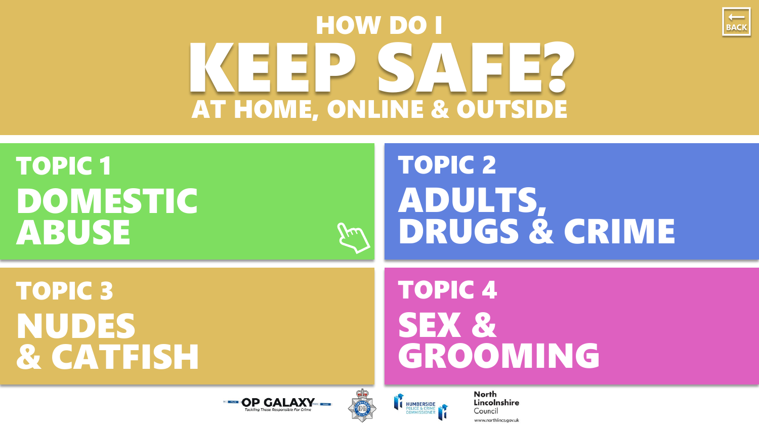# HOW DO I KEEP SAFE?

## AT HOME, ONLINE & OUTSIDE

BACK

## TOPIC 1
**DOMESTIC ABUSE**

## TOPIC 2
**ADULTS, DRUGS & CRIME**

## TOPIC 3
**NUDES & CATFISH**

## TOPIC 4
**SEX & GROOMING**

OP GALAXY – Tackling Those Responsible For Crime

HUMBERSIDE POLICE & CRIME COMMISSIONER

North Lincolnshire Council
www.northlincs.gov.uk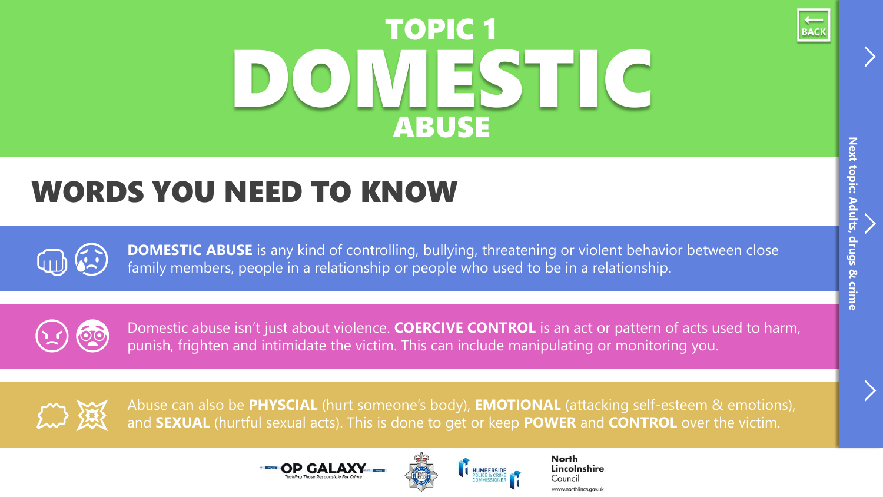# TOPIC 1 DOMESTIC ABUSE

## WORDS YOU NEED TO KNOW

**DOMESTIC ABUSE** is any kind of controlling, bullying, threatening or violent behavior between close family members, people in a relationship or people who used to be in a relationship.

Domestic abuse isn't just about violence. **COERCIVE CONTROL** is an act or pattern of acts used to harm, punish, frighten and intimidate the victim. This can include manipulating or monitoring you.

Abuse can also be **PHYSCIAL** (hurt someone's body), **EMOTIONAL** (attacking self-esteem & emotions), and **SEXUAL** (hurtful sexual acts). This is done to get or keep **POWER** and **CONTROL** over the victim.

Next topic: Adults, drugs & crime

BACK

OP GALAXY – Tackling Those Responsible For Crime

Humberside Police & Crime Commissioner

North Lincolnshire Council
www.northlincs.gov.uk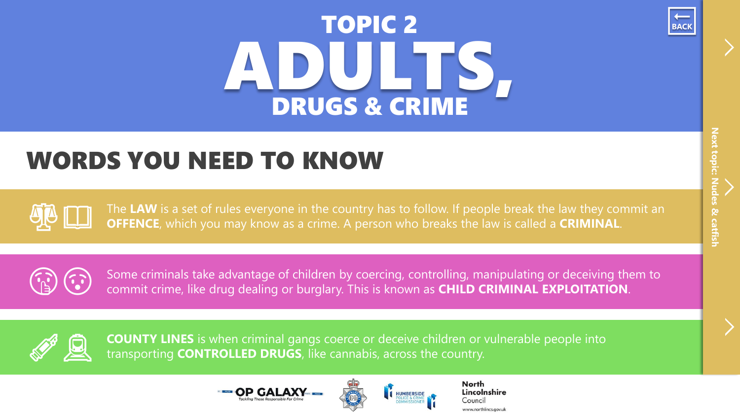# TOPIC 2
# ADULTS, DRUGS & CRIME

BACK

Next topic: Nudes & catfish

## WORDS YOU NEED TO KNOW

The **LAW** is a set of rules everyone in the country has to follow. If people break the law they commit an **OFFENCE**, which you may know as a crime. A person who breaks the law is called a **CRIMINAL**.

Some criminals take advantage of children by coercing, controlling, manipulating or deceiving them to commit crime, like drug dealing or burglary. This is known as **CHILD CRIMINAL EXPLOITATION**.

**COUNTY LINES** is when criminal gangs coerce or deceive children or vulnerable people into transporting **CONTROLLED DRUGS**, like cannabis, across the country.

OP GALAXY Tackling Those Responsible For Crime

HUMBERSIDE POLICE & CRIME COMMISSIONER

North Lincolnshire Council
www.northlincs.gov.uk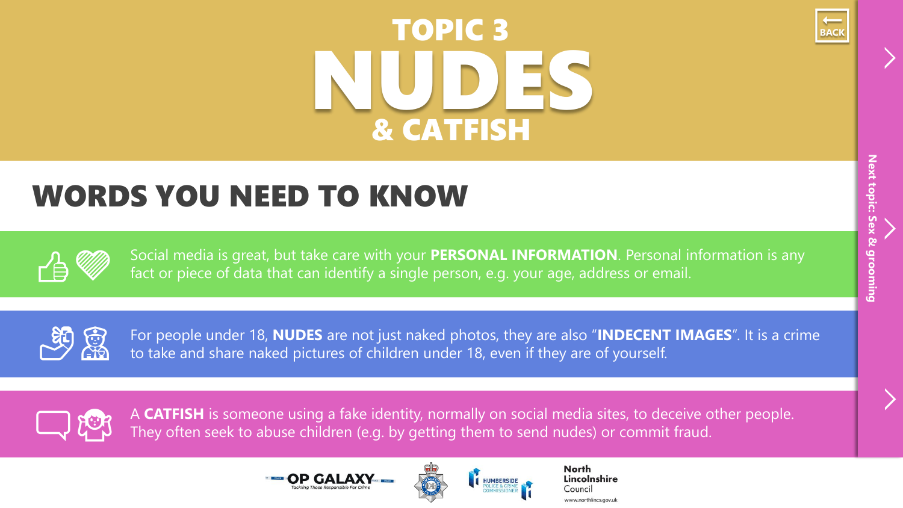# TOPIC 3

# NUDES

# & CATFISH

BACK

## WORDS YOU NEED TO KNOW

Social media is great, but take care with your **PERSONAL INFORMATION**. Personal information is any fact or piece of data that can identify a single person, e.g. your age, address or email.

For people under 18, **NUDES** are not just naked photos, they are also "**INDECENT IMAGES**". It is a crime to take and share naked pictures of children under 18, even if they are of yourself.

A **CATFISH** is someone using a fake identity, normally on social media sites, to deceive other people. They often seek to abuse children (e.g. by getting them to send nudes) or commit fraud.

Next topic: Sex & grooming

OP GALAXY – Tackling Those Responsible For Crime

HUMBERSIDE POLICE & CRIME COMMISSIONER

North Lincolnshire Council
www.northlincs.gov.uk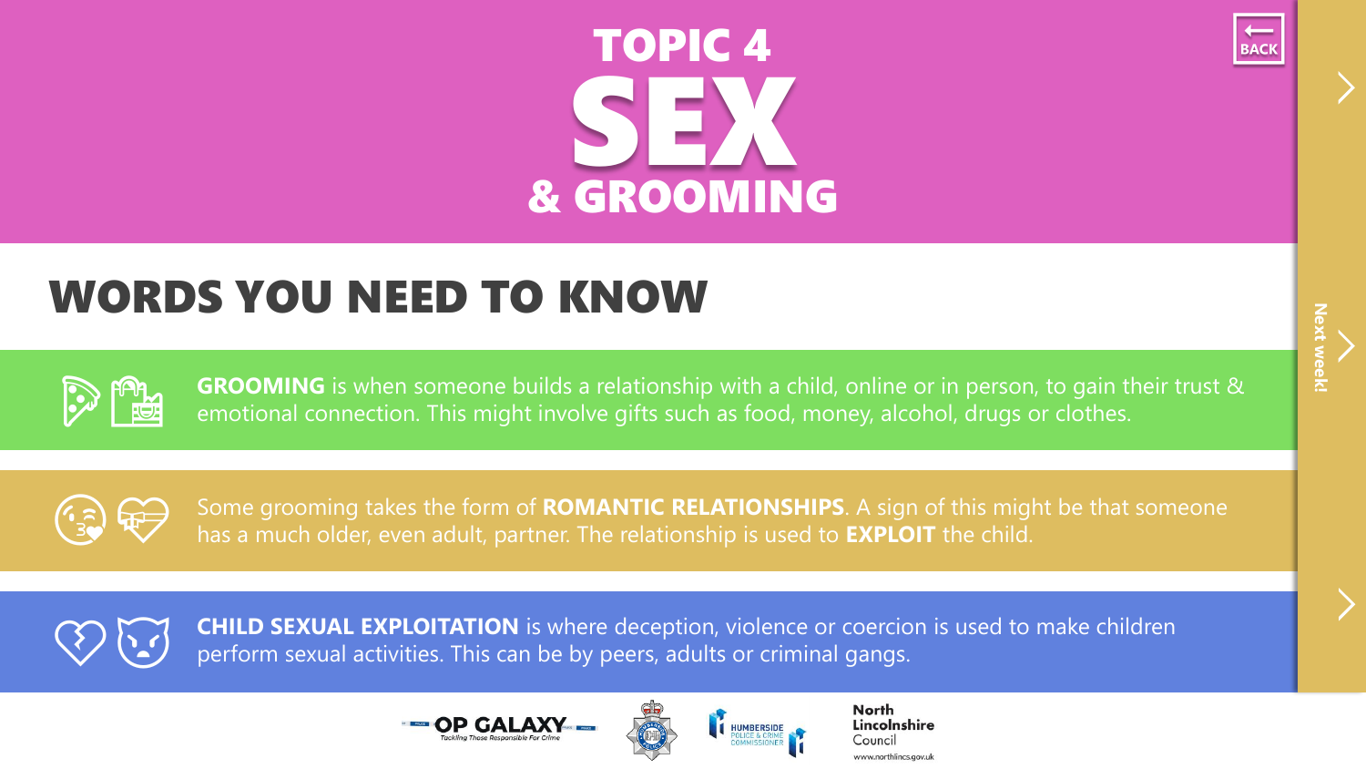# TOPIC 4
# SEX
# & GROOMING

BACK

## WORDS YOU NEED TO KNOW

**GROOMING** is when someone builds a relationship with a child, online or in person, to gain their trust & emotional connection. This might involve gifts such as food, money, alcohol, drugs or clothes.

Some grooming takes the form of **ROMANTIC RELATIONSHIPS**. A sign of this might be that someone has a much older, even adult, partner. The relationship is used to **EXPLOIT** the child.

**CHILD SEXUAL EXPLOITATION** is where deception, violence or coercion is used to make children perform sexual activities. This can be by peers, adults or criminal gangs.

Next week!

OP GALAXY – Tackling Those Responsible For Crime

HUMBERSIDE POLICE & CRIME COMMISSIONER

North Lincolnshire Council
www.northlincs.gov.uk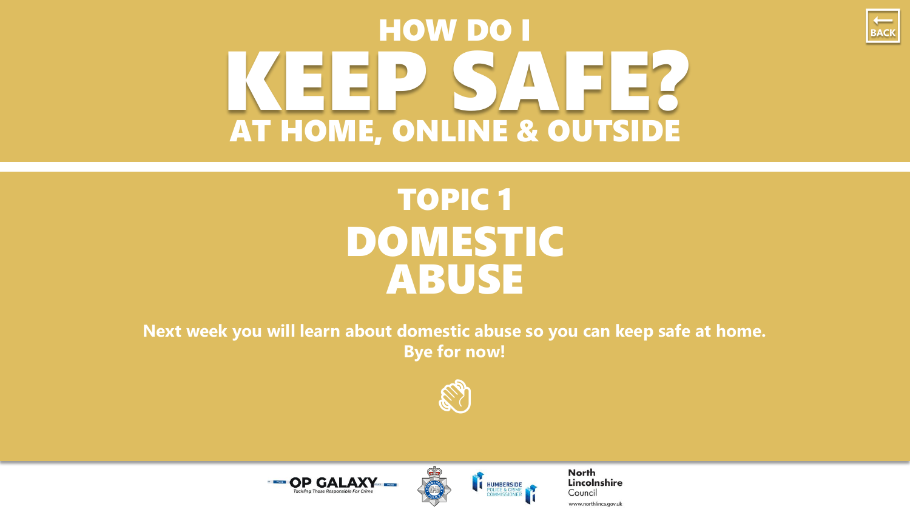# HOW DO I KEEP SAFE?

## AT HOME, ONLINE & OUTSIDE

## TOPIC 1

# DOMESTIC ABUSE

**Next week you will learn about domestic abuse so you can keep safe at home.**
**Bye for now!**

OP GALAXY
*Tackling Those Responsible For Crime*

HUMBERSIDE POLICE & CRIME COMMISSIONER

North Lincolnshire Council
www.northlincs.gov.uk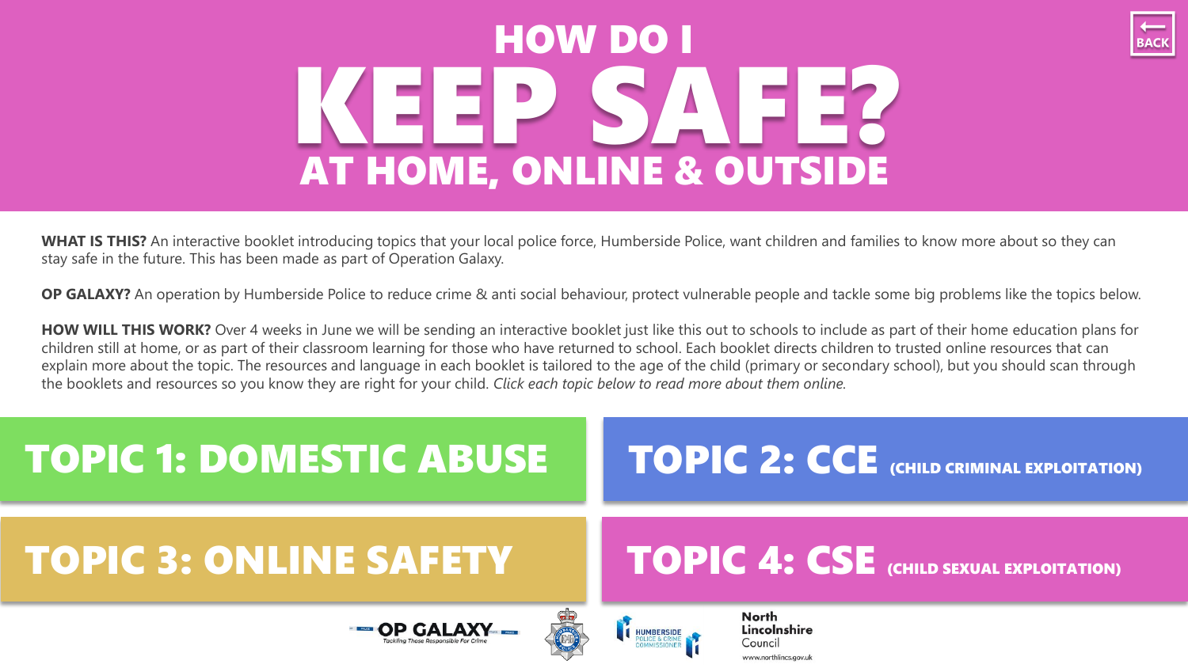BACK

# HOW DO I KEEP SAFE? AT HOME, ONLINE & OUTSIDE

**WHAT IS THIS?** An interactive booklet introducing topics that your local police force, Humberside Police, want children and families to know more about so they can stay safe in the future. This has been made as part of Operation Galaxy.

**OP GALAXY?** An operation by Humberside Police to reduce crime & anti social behaviour, protect vulnerable people and tackle some big problems like the topics below.

**HOW WILL THIS WORK?** Over 4 weeks in June we will be sending an interactive booklet just like this out to schools to include as part of their home education plans for children still at home, or as part of their classroom learning for those who have returned to school. Each booklet directs children to trusted online resources that can explain more about the topic. The resources and language in each booklet is tailored to the age of the child (primary or secondary school), but you should scan through the booklets and resources so you know they are right for your child. *Click each topic below to read more about them online.*

## TOPIC 1: DOMESTIC ABUSE

## TOPIC 2: CCE (CHILD CRIMINAL EXPLOITATION)

## TOPIC 3: ONLINE SAFETY

## TOPIC 4: CSE (CHILD SEXUAL EXPLOITATION)

OP GALAXY
Tackling Those Responsible For Crime

HUMBERSIDE POLICE & CRIME COMMISSIONER

North Lincolnshire Council
www.northlincs.gov.uk